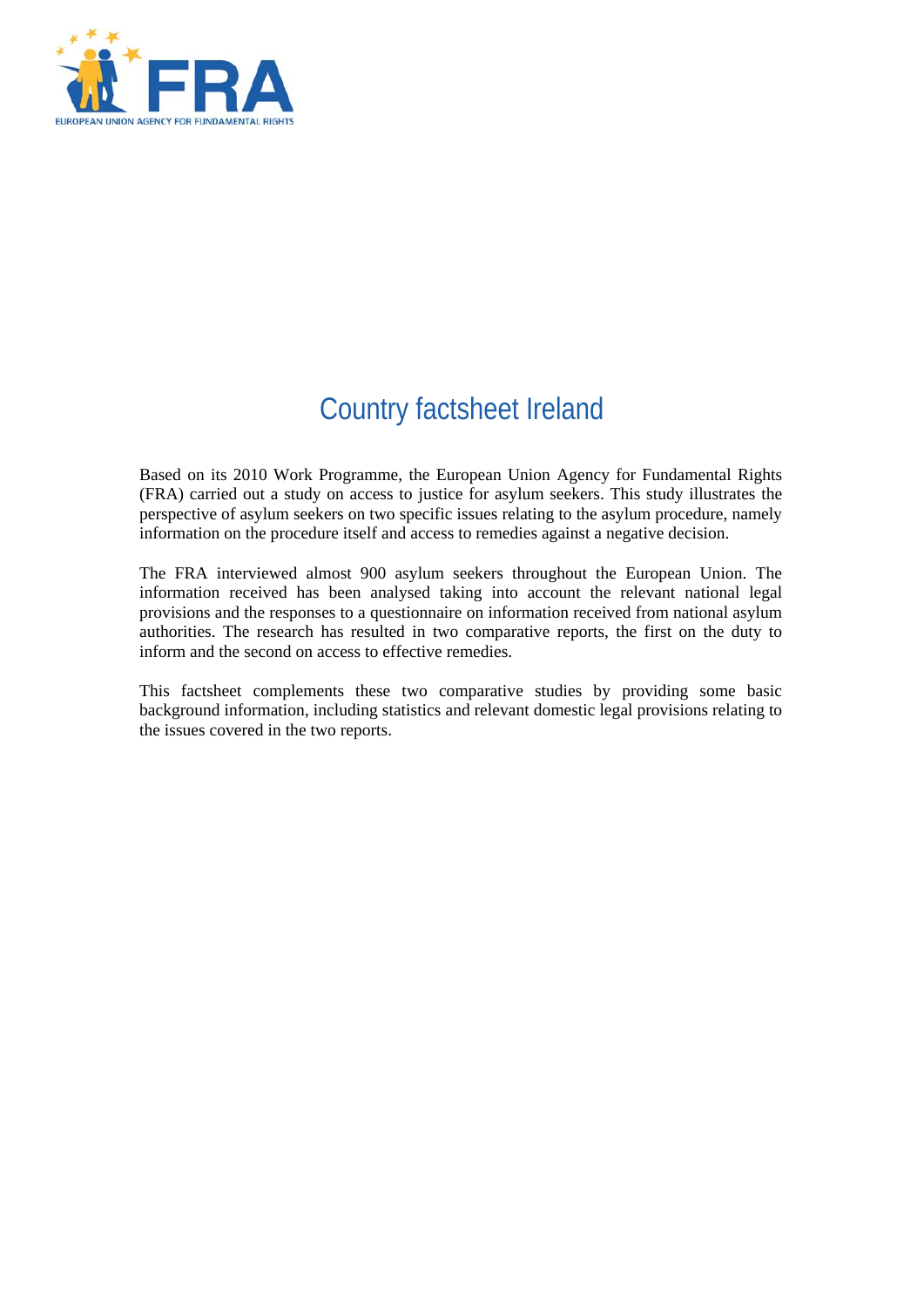# Country factsheet Ireland

Based on its 2010 Work Programme, the European Union Agency for Fundamental Rights (FRA) carried out a study on access to justice for asylum seekers. This study illustrates the perspective of asylum seekers on two specific issues relating to the asylum procedure, namely information on the procedure itself and access to remedies against a negative decision.

The FRA interviewed almost 900 asylum seekers throughout the European Union. The information received has been analysed taking into account the relevant national legal provisions and the responses to a questionnaire on information received from national asylum authorities. The research has resulted in two comparative reports, the first on the duty to inform and the second on access to effective remedies.

This factsheet complements these two comparative studies by providing some basic background information, including statistics and relevant domestic legal provisions relating to the issues covered in the two reports.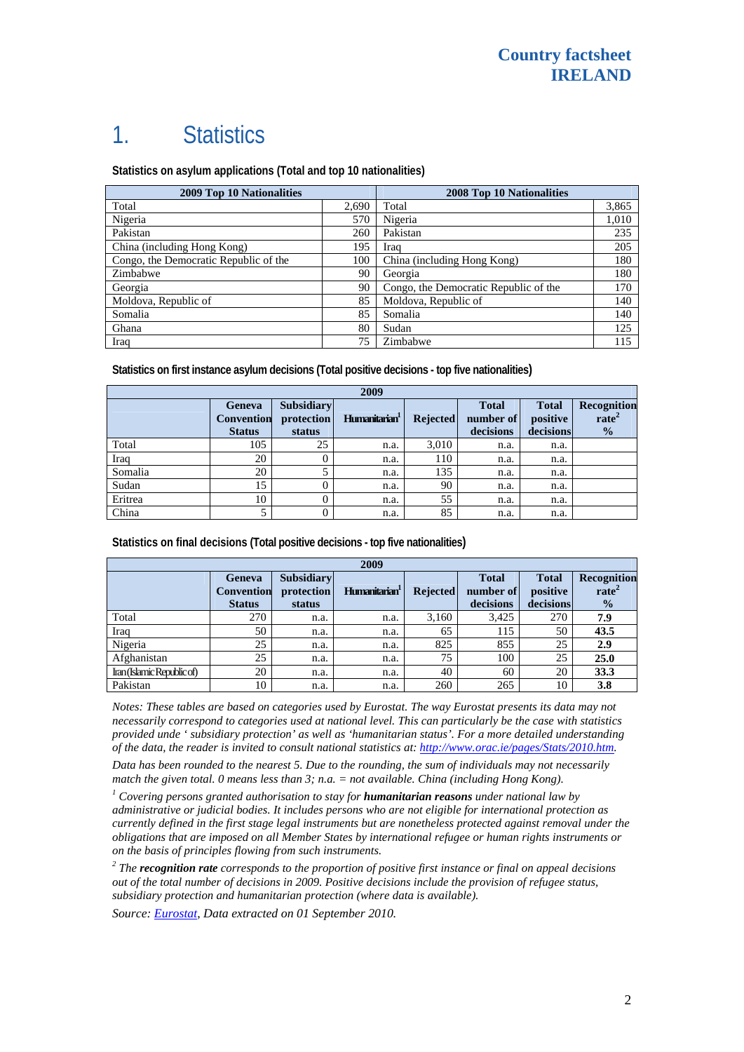# 1. Statistics

**Statistics on asylum applications (Total and top 10 nationalities)**

| 2009 Top 10 Nationalities | | 2008 Top 10 Nationalities | |
|---|---|---|---|
| Total | 2,690 | Total | 3,865 |
| Nigeria | 570 | Nigeria | 1,010 |
| Pakistan | 260 | Pakistan | 235 |
| China (including Hong Kong) | 195 | Iraq | 205 |
| Congo, the Democratic Republic of the | 100 | China (including Hong Kong) | 180 |
| Zimbabwe | 90 | Georgia | 180 |
| Georgia | 90 | Congo, the Democratic Republic of the | 170 |
| Moldova, Republic of | 85 | Moldova, Republic of | 140 |
| Somalia | 85 | Somalia | 140 |
| Ghana | 80 | Sudan | 125 |
| Iraq | 75 | Zimbabwe | 115 |

**Statistics on first instance asylum decisions (Total positive decisions - top five nationalities)**

| 2009 | | | | | | | |
|---|---|---|---|---|---|---|---|
| | Geneva Convention Status | Subsidiary protection status | Humanitarian[1] | Rejected | Total number of decisions | Total positive decisions | Recognition rate[2] % |
| Total | 105 | 25 | n.a. | 3,010 | n.a. | n.a. | |
| Iraq | 20 | 0 | n.a. | 110 | n.a. | n.a. | |
| Somalia | 20 | 5 | n.a. | 135 | n.a. | n.a. | |
| Sudan | 15 | 0 | n.a. | 90 | n.a. | n.a. | |
| Eritrea | 10 | 0 | n.a. | 55 | n.a. | n.a. | |
| China | 5 | 0 | n.a. | 85 | n.a. | n.a. | |

**Statistics on final decisions (Total positive decisions - top five nationalities)**

| 2009 | | | | | | | |
|---|---|---|---|---|---|---|---|
| | Geneva Convention Status | Subsidiary protection status | Humanitarian[1] | Rejected | Total number of decisions | Total positive decisions | Recognition rate[2] % |
| Total | 270 | n.a. | n.a. | 3,160 | 3,425 | 270 | **7.9** |
| Iraq | 50 | n.a. | n.a. | 65 | 115 | 50 | **43.5** |
| Nigeria | 25 | n.a. | n.a. | 825 | 855 | 25 | **2.9** |
| Afghanistan | 25 | n.a. | n.a. | 75 | 100 | 25 | **25.0** |
| Iran (Islamic Republic of) | 20 | n.a. | n.a. | 40 | 60 | 20 | **33.3** |
| Pakistan | 10 | n.a. | n.a. | 260 | 265 | 10 | **3.8** |

*Notes: These tables are based on categories used by Eurostat. The way Eurostat presents its data may not necessarily correspond to categories used at national level. This can particularly be the case with statistics provided unde ' subsidiary protection' as well as 'humanitarian status'. For a more detailed understanding of the data, the reader is invited to consult national statistics at: http://www.orac.ie/pages/Stats/2010.htm.*

*Data has been rounded to the nearest 5. Due to the rounding, the sum of individuals may not necessarily match the given total. 0 means less than 3; n.a. = not available. China (including Hong Kong).*

[1] *Covering persons granted authorisation to stay for* ***humanitarian reasons*** *under national law by administrative or judicial bodies. It includes persons who are not eligible for international protection as currently defined in the first stage legal instruments but are nonetheless protected against removal under the obligations that are imposed on all Member States by international refugee or human rights instruments or on the basis of principles flowing from such instruments.*

[2] *The* ***recognition rate*** *corresponds to the proportion of positive first instance or final on appeal decisions out of the total number of decisions in 2009. Positive decisions include the provision of refugee status, subsidiary protection and humanitarian protection (where data is available).*

*Source: Eurostat, Data extracted on 01 September 2010.*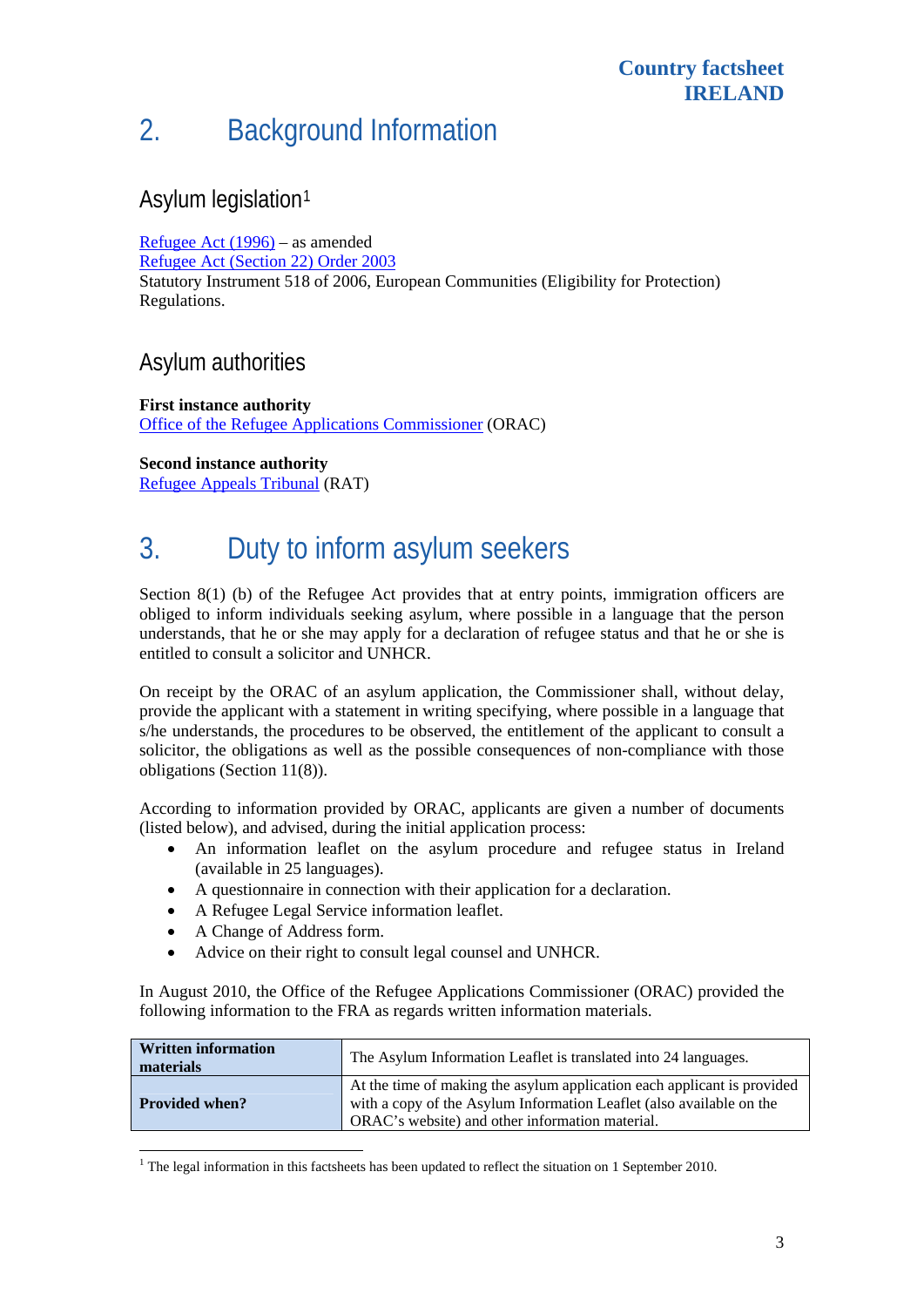## 2. Background Information

### Asylum legislation[1]

Refugee Act (1996) – as amended
Refugee Act (Section 22) Order 2003
Statutory Instrument 518 of 2006, European Communities (Eligibility for Protection) Regulations.

### Asylum authorities

**First instance authority**
Office of the Refugee Applications Commissioner (ORAC)

**Second instance authority**
Refugee Appeals Tribunal (RAT)

## 3. Duty to inform asylum seekers

Section 8(1) (b) of the Refugee Act provides that at entry points, immigration officers are obliged to inform individuals seeking asylum, where possible in a language that the person understands, that he or she may apply for a declaration of refugee status and that he or she is entitled to consult a solicitor and UNHCR.

On receipt by the ORAC of an asylum application, the Commissioner shall, without delay, provide the applicant with a statement in writing specifying, where possible in a language that s/he understands, the procedures to be observed, the entitlement of the applicant to consult a solicitor, the obligations as well as the possible consequences of non-compliance with those obligations (Section 11(8)).

According to information provided by ORAC, applicants are given a number of documents (listed below), and advised, during the initial application process:

- An information leaflet on the asylum procedure and refugee status in Ireland (available in 25 languages).
- A questionnaire in connection with their application for a declaration.
- A Refugee Legal Service information leaflet.
- A Change of Address form.
- Advice on their right to consult legal counsel and UNHCR.

In August 2010, the Office of the Refugee Applications Commissioner (ORAC) provided the following information to the FRA as regards written information materials.

| **Written information materials** | The Asylum Information Leaflet is translated into 24 languages. |
|---|---|
| **Provided when?** | At the time of making the asylum application each applicant is provided with a copy of the Asylum Information Leaflet (also available on the ORAC's website) and other information material. |

[1] The legal information in this factsheets has been updated to reflect the situation on 1 September 2010.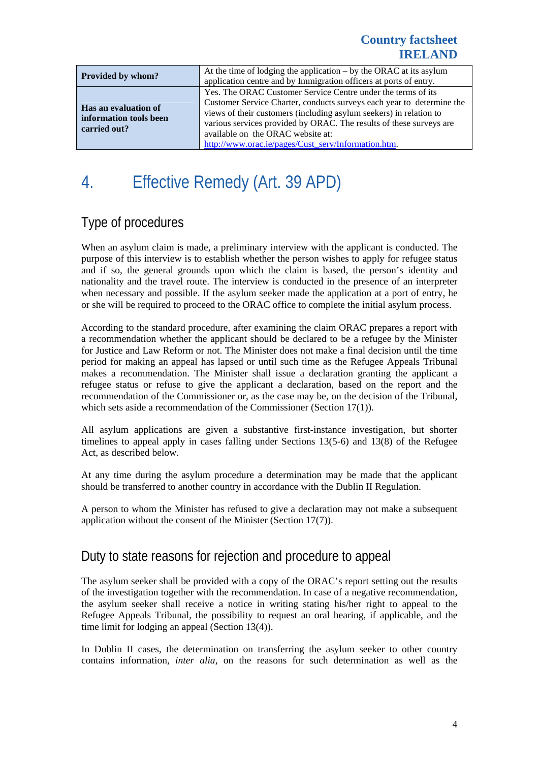| Provided by whom? | At the time of lodging the application – by the ORAC at its asylum application centre and by Immigration officers at ports of entry. |
|---|---|
| Has an evaluation of information tools been carried out? | Yes. The ORAC Customer Service Centre under the terms of its Customer Service Charter, conducts surveys each year to determine the views of their customers (including asylum seekers) in relation to various services provided by ORAC. The results of these surveys are available on the ORAC website at: http://www.orac.ie/pages/Cust_serv/Information.htm. |

# 4. Effective Remedy (Art. 39 APD)

## Type of procedures

When an asylum claim is made, a preliminary interview with the applicant is conducted. The purpose of this interview is to establish whether the person wishes to apply for refugee status and if so, the general grounds upon which the claim is based, the person's identity and nationality and the travel route. The interview is conducted in the presence of an interpreter when necessary and possible. If the asylum seeker made the application at a port of entry, he or she will be required to proceed to the ORAC office to complete the initial asylum process.

According to the standard procedure, after examining the claim ORAC prepares a report with a recommendation whether the applicant should be declared to be a refugee by the Minister for Justice and Law Reform or not. The Minister does not make a final decision until the time period for making an appeal has lapsed or until such time as the Refugee Appeals Tribunal makes a recommendation. The Minister shall issue a declaration granting the applicant a refugee status or refuse to give the applicant a declaration, based on the report and the recommendation of the Commissioner or, as the case may be, on the decision of the Tribunal, which sets aside a recommendation of the Commissioner (Section 17(1)).

All asylum applications are given a substantive first-instance investigation, but shorter timelines to appeal apply in cases falling under Sections 13(5-6) and 13(8) of the Refugee Act, as described below.

At any time during the asylum procedure a determination may be made that the applicant should be transferred to another country in accordance with the Dublin II Regulation.

A person to whom the Minister has refused to give a declaration may not make a subsequent application without the consent of the Minister (Section 17(7)).

## Duty to state reasons for rejection and procedure to appeal

The asylum seeker shall be provided with a copy of the ORAC's report setting out the results of the investigation together with the recommendation. In case of a negative recommendation, the asylum seeker shall receive a notice in writing stating his/her right to appeal to the Refugee Appeals Tribunal, the possibility to request an oral hearing, if applicable, and the time limit for lodging an appeal (Section 13(4)).

In Dublin II cases, the determination on transferring the asylum seeker to other country contains information, *inter alia*, on the reasons for such determination as well as the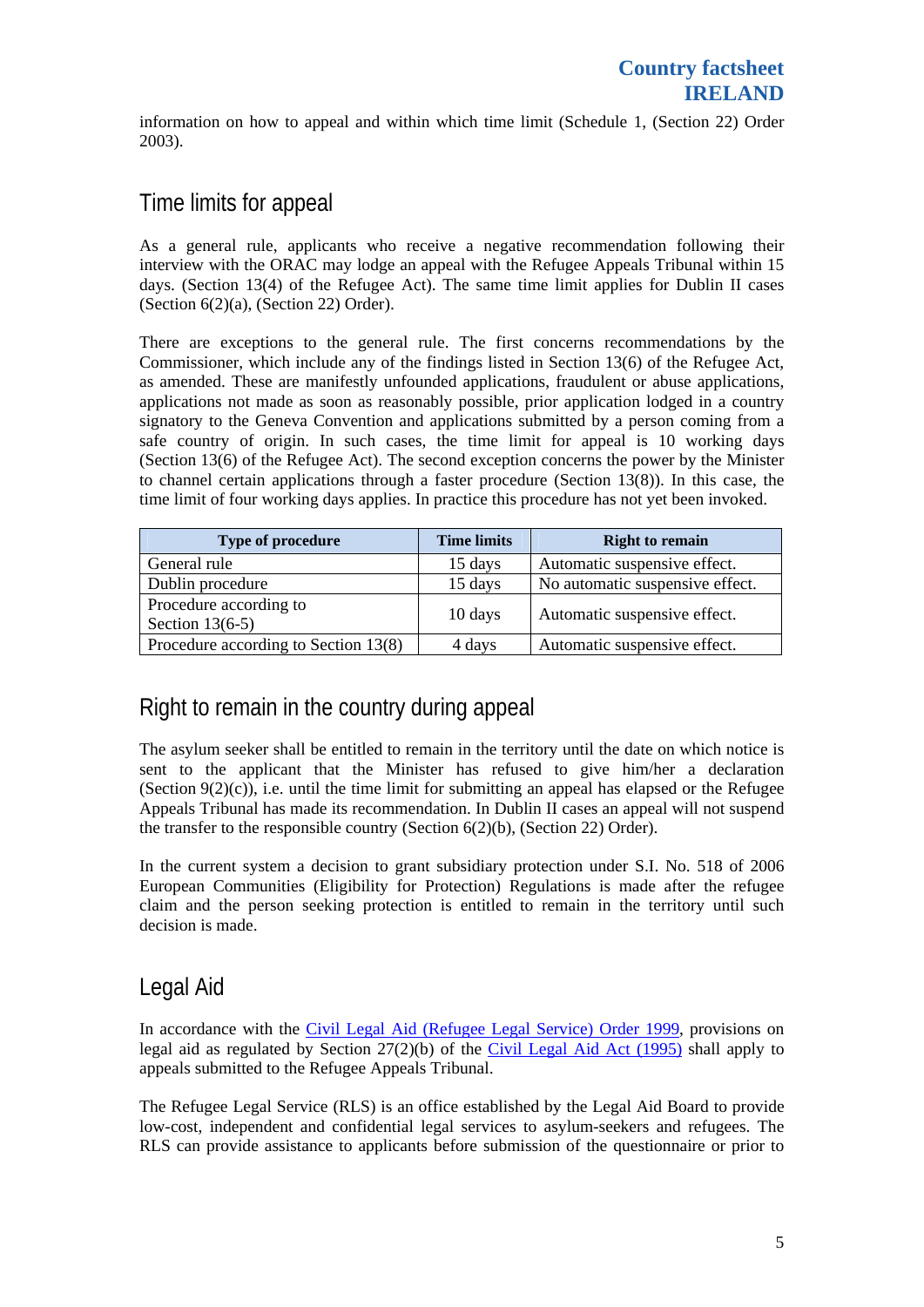information on how to appeal and within which time limit (Schedule 1, (Section 22) Order 2003).

## Time limits for appeal

As a general rule, applicants who receive a negative recommendation following their interview with the ORAC may lodge an appeal with the Refugee Appeals Tribunal within 15 days. (Section 13(4) of the Refugee Act). The same time limit applies for Dublin II cases (Section 6(2)(a), (Section 22) Order).

There are exceptions to the general rule. The first concerns recommendations by the Commissioner, which include any of the findings listed in Section 13(6) of the Refugee Act, as amended. These are manifestly unfounded applications, fraudulent or abuse applications, applications not made as soon as reasonably possible, prior application lodged in a country signatory to the Geneva Convention and applications submitted by a person coming from a safe country of origin. In such cases, the time limit for appeal is 10 working days (Section 13(6) of the Refugee Act). The second exception concerns the power by the Minister to channel certain applications through a faster procedure (Section 13(8)). In this case, the time limit of four working days applies. In practice this procedure has not yet been invoked.

| Type of procedure | Time limits | Right to remain |
|---|---|---|
| General rule | 15 days | Automatic suspensive effect. |
| Dublin procedure | 15 days | No automatic suspensive effect. |
| Procedure according to Section 13(6-5) | 10 days | Automatic suspensive effect. |
| Procedure according to Section 13(8) | 4 days | Automatic suspensive effect. |

## Right to remain in the country during appeal

The asylum seeker shall be entitled to remain in the territory until the date on which notice is sent to the applicant that the Minister has refused to give him/her a declaration (Section 9(2)(c)), i.e. until the time limit for submitting an appeal has elapsed or the Refugee Appeals Tribunal has made its recommendation. In Dublin II cases an appeal will not suspend the transfer to the responsible country (Section 6(2)(b), (Section 22) Order).

In the current system a decision to grant subsidiary protection under S.I. No. 518 of 2006 European Communities (Eligibility for Protection) Regulations is made after the refugee claim and the person seeking protection is entitled to remain in the territory until such decision is made.

## Legal Aid

In accordance with the Civil Legal Aid (Refugee Legal Service) Order 1999, provisions on legal aid as regulated by Section 27(2)(b) of the Civil Legal Aid Act (1995) shall apply to appeals submitted to the Refugee Appeals Tribunal.

The Refugee Legal Service (RLS) is an office established by the Legal Aid Board to provide low-cost, independent and confidential legal services to asylum-seekers and refugees. The RLS can provide assistance to applicants before submission of the questionnaire or prior to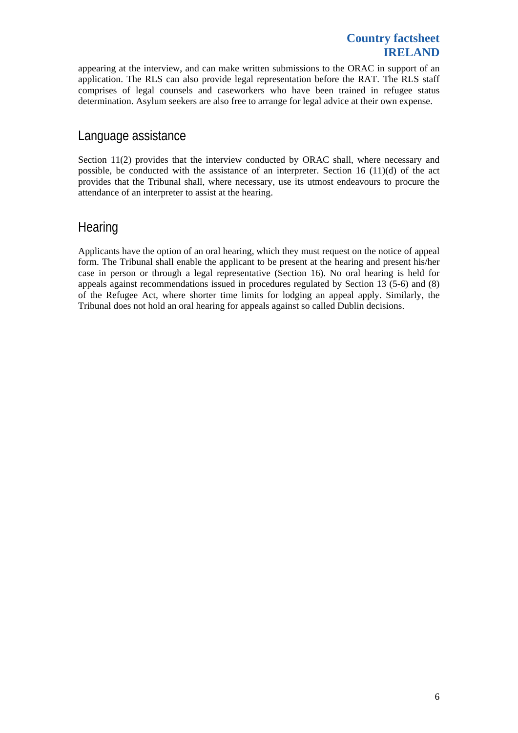appearing at the interview, and can make written submissions to the ORAC in support of an application. The RLS can also provide legal representation before the RAT. The RLS staff comprises of legal counsels and caseworkers who have been trained in refugee status determination. Asylum seekers are also free to arrange for legal advice at their own expense.

## Language assistance

Section 11(2) provides that the interview conducted by ORAC shall, where necessary and possible, be conducted with the assistance of an interpreter. Section 16 (11)(d) of the act provides that the Tribunal shall, where necessary, use its utmost endeavours to procure the attendance of an interpreter to assist at the hearing.

## Hearing

Applicants have the option of an oral hearing, which they must request on the notice of appeal form. The Tribunal shall enable the applicant to be present at the hearing and present his/her case in person or through a legal representative (Section 16). No oral hearing is held for appeals against recommendations issued in procedures regulated by Section 13 (5-6) and (8) of the Refugee Act, where shorter time limits for lodging an appeal apply. Similarly, the Tribunal does not hold an oral hearing for appeals against so called Dublin decisions.